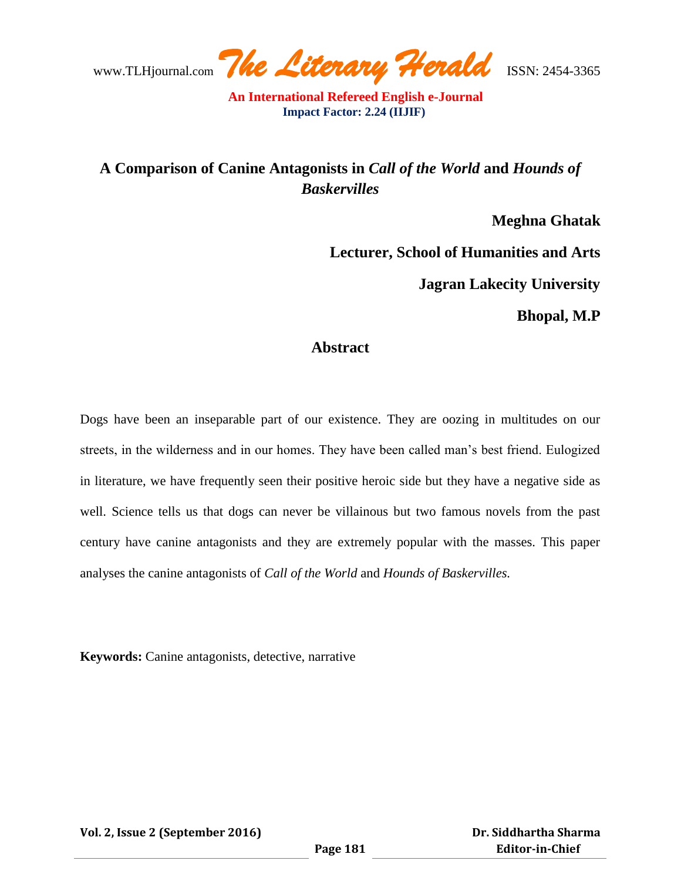# A Comparison of Canine Antagonists in *Call of the World* and *Hounds of Baskervilles*

**Meghna Ghatak**

**Lecturer, School of Humanities and Arts**

**Jagran Lakecity University**

**Bhopal, M.P**

## Abstract

Dogs have been an inseparable part of our existence. They are oozing in multitudes on our streets, in the wilderness and in our homes. They have been called man's best friend. Eulogized in literature, we have frequently seen their positive heroic side but they have a negative side as well. Science tells us that dogs can never be villainous but two famous novels from the past century have canine antagonists and they are extremely popular with the masses. This paper analyses the canine antagonists of *Call of the World* and *Hounds of Baskervilles.*

**Keywords:** Canine antagonists, detective, narrative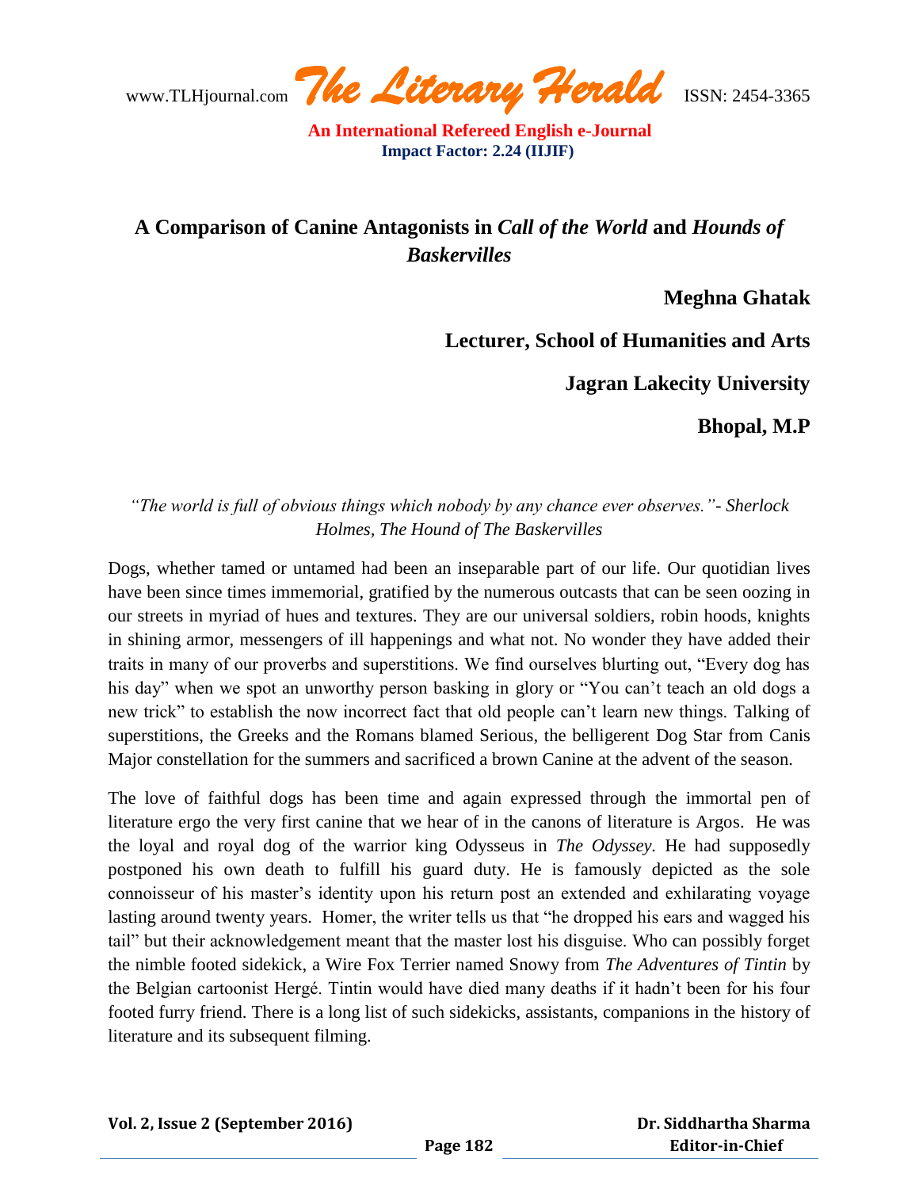## A Comparison of Canine Antagonists in *Call of the World* and *Hounds of Baskervilles*

**Meghna Ghatak**

**Lecturer, School of Humanities and Arts**

**Jagran Lakecity University**

**Bhopal, M.P**

*"The world is full of obvious things which nobody by any chance ever observes."- Sherlock Holmes, The Hound of The Baskervilles*

Dogs, whether tamed or untamed had been an inseparable part of our life. Our quotidian lives have been since times immemorial, gratified by the numerous outcasts that can be seen oozing in our streets in myriad of hues and textures. They are our universal soldiers, robin hoods, knights in shining armor, messengers of ill happenings and what not. No wonder they have added their traits in many of our proverbs and superstitions. We find ourselves blurting out, "Every dog has his day" when we spot an unworthy person basking in glory or "You can't teach an old dogs a new trick" to establish the now incorrect fact that old people can't learn new things. Talking of superstitions, the Greeks and the Romans blamed Serious, the belligerent Dog Star from Canis Major constellation for the summers and sacrificed a brown Canine at the advent of the season.

The love of faithful dogs has been time and again expressed through the immortal pen of literature ergo the very first canine that we hear of in the canons of literature is Argos. He was the loyal and royal dog of the warrior king Odysseus in *The Odyssey*. He had supposedly postponed his own death to fulfill his guard duty. He is famously depicted as the sole connoisseur of his master's identity upon his return post an extended and exhilarating voyage lasting around twenty years. Homer, the writer tells us that "he dropped his ears and wagged his tail" but their acknowledgement meant that the master lost his disguise. Who can possibly forget the nimble footed sidekick, a Wire Fox Terrier named Snowy from *The Adventures of Tintin* by the Belgian cartoonist Hergé. Tintin would have died many deaths if it hadn't been for his four footed furry friend. There is a long list of such sidekicks, assistants, companions in the history of literature and its subsequent filming.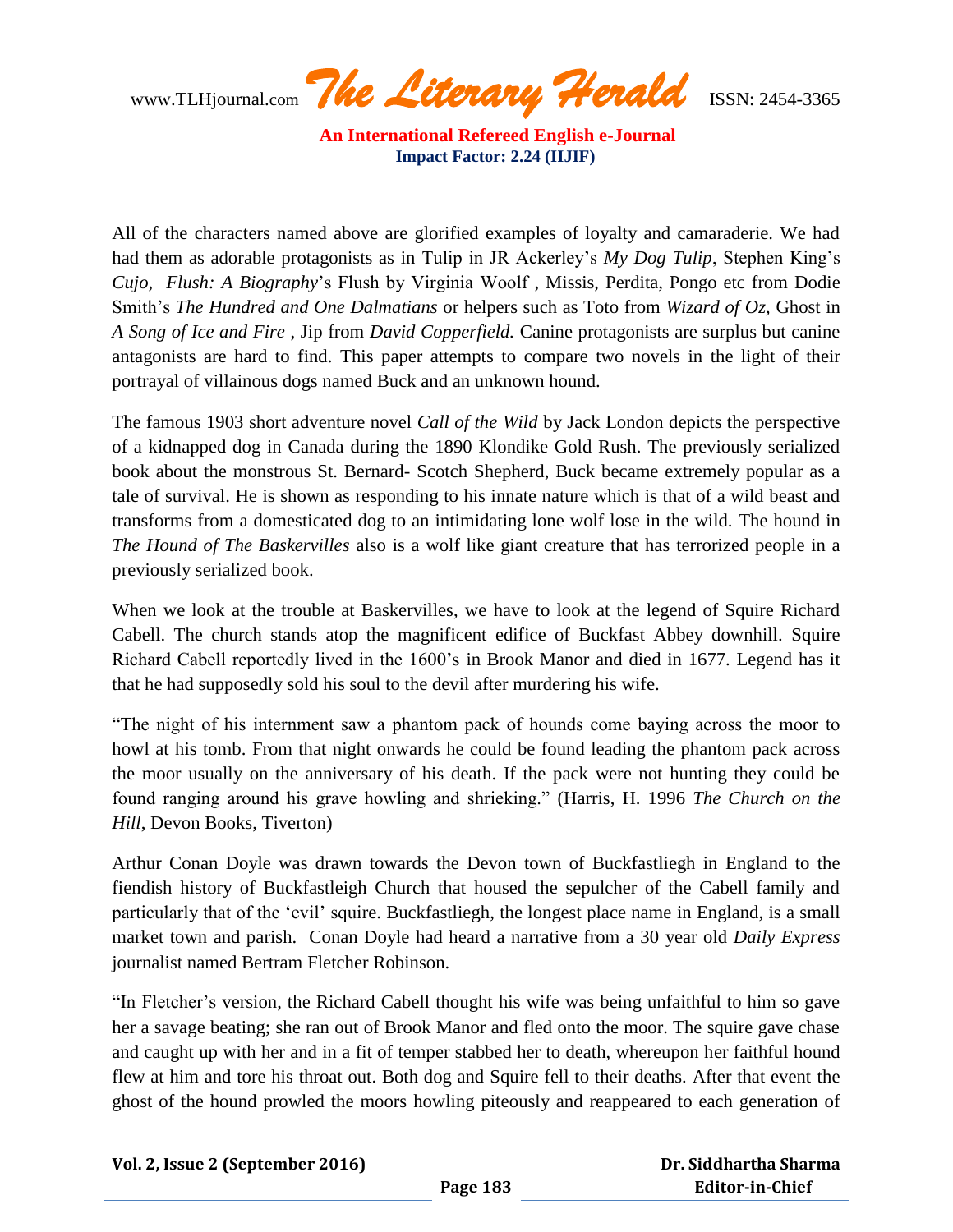All of the characters named above are glorified examples of loyalty and camaraderie. We had had them as adorable protagonists as in Tulip in JR Ackerley's *My Dog Tulip*, Stephen King's *Cujo*, *Flush: A Biography*'s Flush by Virginia Woolf , Missis, Perdita, Pongo etc from Dodie Smith's *The Hundred and One Dalmatians* or helpers such as Toto from *Wizard of Oz,* Ghost in *A Song of Ice and Fire* , Jip from *David Copperfield.* Canine protagonists are surplus but canine antagonists are hard to find. This paper attempts to compare two novels in the light of their portrayal of villainous dogs named Buck and an unknown hound.

The famous 1903 short adventure novel *Call of the Wild* by Jack London depicts the perspective of a kidnapped dog in Canada during the 1890 Klondike Gold Rush. The previously serialized book about the monstrous St. Bernard- Scotch Shepherd, Buck became extremely popular as a tale of survival. He is shown as responding to his innate nature which is that of a wild beast and transforms from a domesticated dog to an intimidating lone wolf lose in the wild. The hound in *The Hound of The Baskervilles* also is a wolf like giant creature that has terrorized people in a previously serialized book.

When we look at the trouble at Baskervilles, we have to look at the legend of Squire Richard Cabell. The church stands atop the magnificent edifice of Buckfast Abbey downhill. Squire Richard Cabell reportedly lived in the 1600's in Brook Manor and died in 1677. Legend has it that he had supposedly sold his soul to the devil after murdering his wife.

"The night of his internment saw a phantom pack of hounds come baying across the moor to howl at his tomb. From that night onwards he could be found leading the phantom pack across the moor usually on the anniversary of his death. If the pack were not hunting they could be found ranging around his grave howling and shrieking." (Harris, H. 1996 *The Church on the Hill*, Devon Books, Tiverton)

Arthur Conan Doyle was drawn towards the Devon town of Buckfastliegh in England to the fiendish history of Buckfastleigh Church that housed the sepulcher of the Cabell family and particularly that of the 'evil' squire. Buckfastliegh, the longest place name in England, is a small market town and parish. Conan Doyle had heard a narrative from a 30 year old *Daily Express* journalist named Bertram Fletcher Robinson.

"In Fletcher's version, the Richard Cabell thought his wife was being unfaithful to him so gave her a savage beating; she ran out of Brook Manor and fled onto the moor. The squire gave chase and caught up with her and in a fit of temper stabbed her to death, whereupon her faithful hound flew at him and tore his throat out. Both dog and Squire fell to their deaths. After that event the ghost of the hound prowled the moors howling piteously and reappeared to each generation of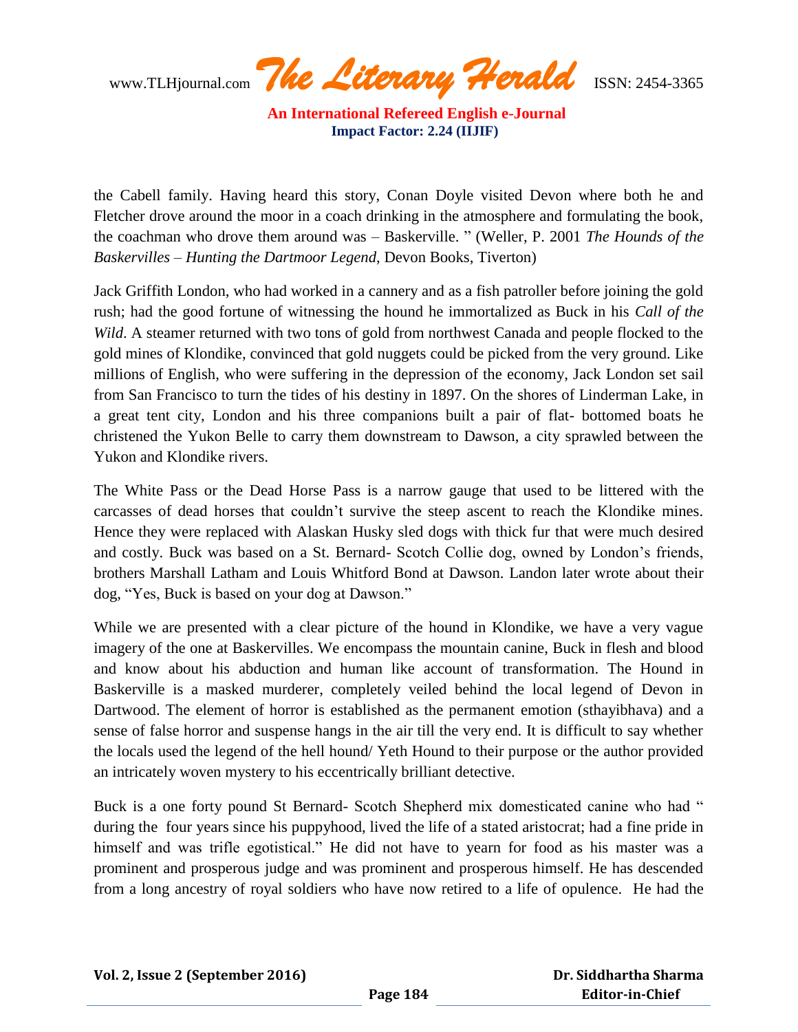the Cabell family. Having heard this story, Conan Doyle visited Devon where both he and Fletcher drove around the moor in a coach drinking in the atmosphere and formulating the book, the coachman who drove them around was – Baskerville. " (Weller, P. 2001 *The Hounds of the Baskervilles – Hunting the Dartmoor Legend*, Devon Books, Tiverton)

Jack Griffith London, who had worked in a cannery and as a fish patroller before joining the gold rush; had the good fortune of witnessing the hound he immortalized as Buck in his *Call of the Wild*. A steamer returned with two tons of gold from northwest Canada and people flocked to the gold mines of Klondike, convinced that gold nuggets could be picked from the very ground. Like millions of English, who were suffering in the depression of the economy, Jack London set sail from San Francisco to turn the tides of his destiny in 1897. On the shores of Linderman Lake, in a great tent city, London and his three companions built a pair of flat- bottomed boats he christened the Yukon Belle to carry them downstream to Dawson, a city sprawled between the Yukon and Klondike rivers.

The White Pass or the Dead Horse Pass is a narrow gauge that used to be littered with the carcasses of dead horses that couldn't survive the steep ascent to reach the Klondike mines. Hence they were replaced with Alaskan Husky sled dogs with thick fur that were much desired and costly. Buck was based on a St. Bernard- Scotch Collie dog, owned by London's friends, brothers Marshall Latham and Louis Whitford Bond at Dawson. Landon later wrote about their dog, "Yes, Buck is based on your dog at Dawson."

While we are presented with a clear picture of the hound in Klondike, we have a very vague imagery of the one at Baskervilles. We encompass the mountain canine, Buck in flesh and blood and know about his abduction and human like account of transformation. The Hound in Baskerville is a masked murderer, completely veiled behind the local legend of Devon in Dartwood. The element of horror is established as the permanent emotion (sthayibhava) and a sense of false horror and suspense hangs in the air till the very end. It is difficult to say whether the locals used the legend of the hell hound/ Yeth Hound to their purpose or the author provided an intricately woven mystery to his eccentrically brilliant detective.

Buck is a one forty pound St Bernard- Scotch Shepherd mix domesticated canine who had " during the four years since his puppyhood, lived the life of a stated aristocrat; had a fine pride in himself and was trifle egotistical." He did not have to yearn for food as his master was a prominent and prosperous judge and was prominent and prosperous himself. He has descended from a long ancestry of royal soldiers who have now retired to a life of opulence. He had the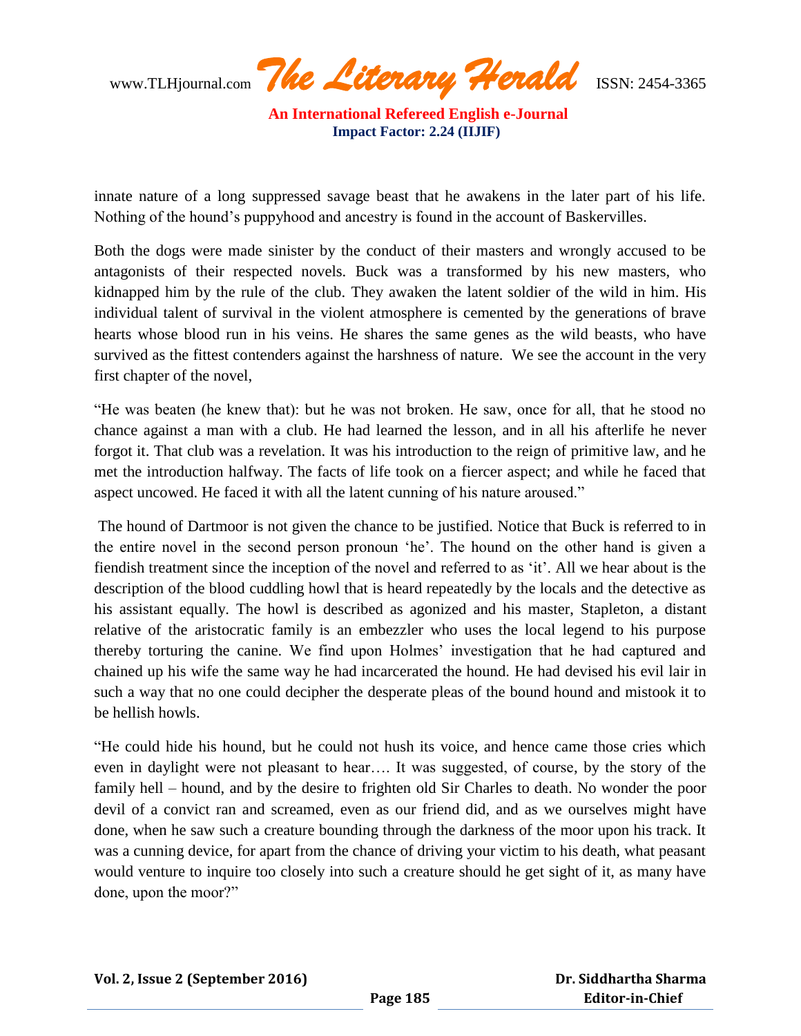innate nature of a long suppressed savage beast that he awakens in the later part of his life. Nothing of the hound's puppyhood and ancestry is found in the account of Baskervilles.

Both the dogs were made sinister by the conduct of their masters and wrongly accused to be antagonists of their respected novels. Buck was a transformed by his new masters, who kidnapped him by the rule of the club. They awaken the latent soldier of the wild in him. His individual talent of survival in the violent atmosphere is cemented by the generations of brave hearts whose blood run in his veins. He shares the same genes as the wild beasts, who have survived as the fittest contenders against the harshness of nature. We see the account in the very first chapter of the novel,

"He was beaten (he knew that): but he was not broken. He saw, once for all, that he stood no chance against a man with a club. He had learned the lesson, and in all his afterlife he never forgot it. That club was a revelation. It was his introduction to the reign of primitive law, and he met the introduction halfway. The facts of life took on a fiercer aspect; and while he faced that aspect uncowed. He faced it with all the latent cunning of his nature aroused."

The hound of Dartmoor is not given the chance to be justified. Notice that Buck is referred to in the entire novel in the second person pronoun 'he'. The hound on the other hand is given a fiendish treatment since the inception of the novel and referred to as 'it'. All we hear about is the description of the blood cuddling howl that is heard repeatedly by the locals and the detective as his assistant equally. The howl is described as agonized and his master, Stapleton, a distant relative of the aristocratic family is an embezzler who uses the local legend to his purpose thereby torturing the canine. We find upon Holmes' investigation that he had captured and chained up his wife the same way he had incarcerated the hound. He had devised his evil lair in such a way that no one could decipher the desperate pleas of the bound hound and mistook it to be hellish howls.

"He could hide his hound, but he could not hush its voice, and hence came those cries which even in daylight were not pleasant to hear…. It was suggested, of course, by the story of the family hell – hound, and by the desire to frighten old Sir Charles to death. No wonder the poor devil of a convict ran and screamed, even as our friend did, and as we ourselves might have done, when he saw such a creature bounding through the darkness of the moor upon his track. It was a cunning device, for apart from the chance of driving your victim to his death, what peasant would venture to inquire too closely into such a creature should he get sight of it, as many have done, upon the moor?"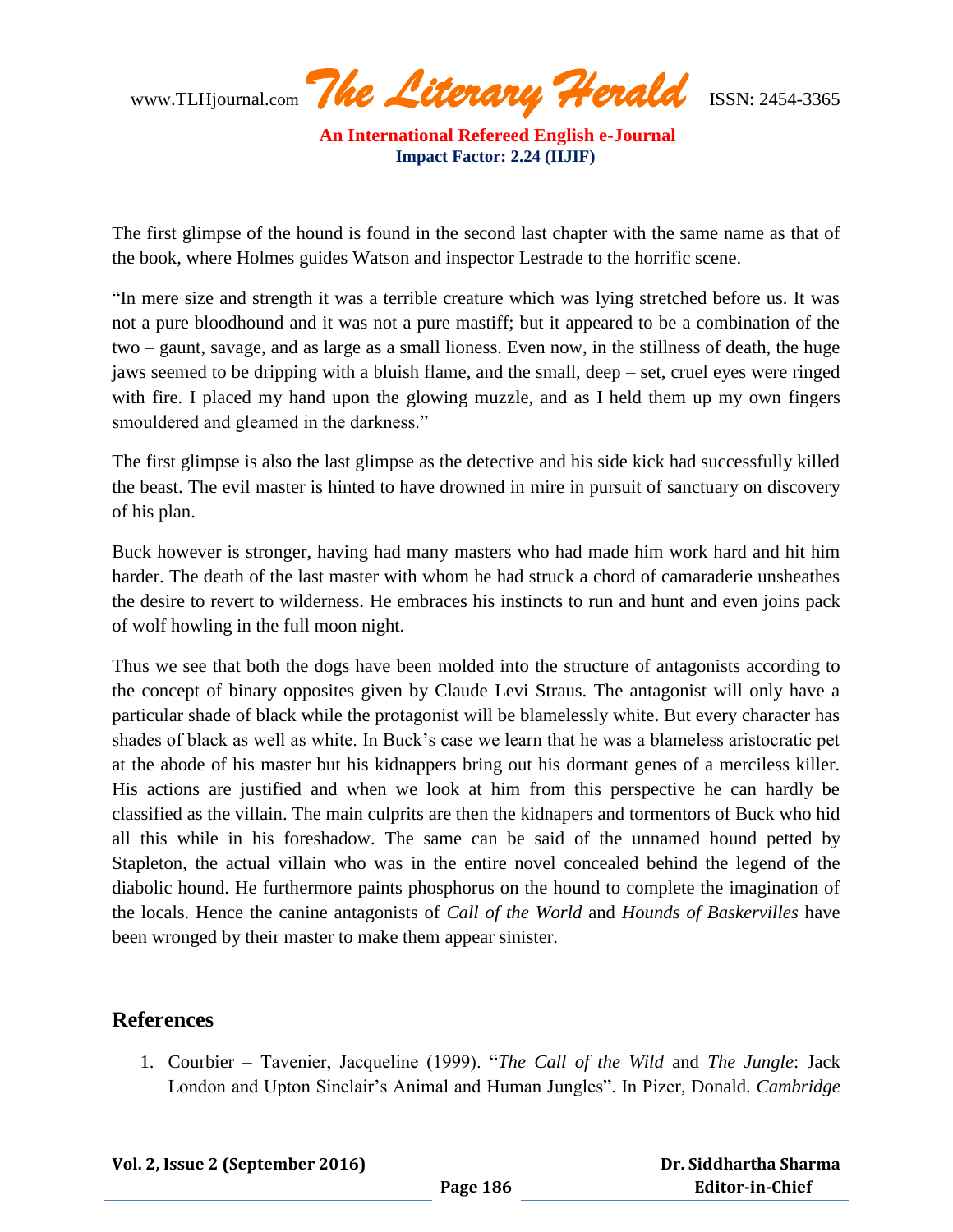The first glimpse of the hound is found in the second last chapter with the same name as that of the book, where Holmes guides Watson and inspector Lestrade to the horrific scene.

"In mere size and strength it was a terrible creature which was lying stretched before us. It was not a pure bloodhound and it was not a pure mastiff; but it appeared to be a combination of the two – gaunt, savage, and as large as a small lioness. Even now, in the stillness of death, the huge jaws seemed to be dripping with a bluish flame, and the small, deep – set, cruel eyes were ringed with fire. I placed my hand upon the glowing muzzle, and as I held them up my own fingers smouldered and gleamed in the darkness."

The first glimpse is also the last glimpse as the detective and his side kick had successfully killed the beast. The evil master is hinted to have drowned in mire in pursuit of sanctuary on discovery of his plan.

Buck however is stronger, having had many masters who had made him work hard and hit him harder. The death of the last master with whom he had struck a chord of camaraderie unsheathes the desire to revert to wilderness. He embraces his instincts to run and hunt and even joins pack of wolf howling in the full moon night.

Thus we see that both the dogs have been molded into the structure of antagonists according to the concept of binary opposites given by Claude Levi Straus. The antagonist will only have a particular shade of black while the protagonist will be blamelessly white. But every character has shades of black as well as white. In Buck's case we learn that he was a blameless aristocratic pet at the abode of his master but his kidnappers bring out his dormant genes of a merciless killer. His actions are justified and when we look at him from this perspective he can hardly be classified as the villain. The main culprits are then the kidnapers and tormentors of Buck who hid all this while in his foreshadow. The same can be said of the unnamed hound petted by Stapleton, the actual villain who was in the entire novel concealed behind the legend of the diabolic hound. He furthermore paints phosphorus on the hound to complete the imagination of the locals. Hence the canine antagonists of *Call of the World* and *Hounds of Baskervilles* have been wronged by their master to make them appear sinister.

## References

1. Courbier – Tavenier, Jacqueline (1999). "*The Call of the Wild* and *The Jungle*: Jack London and Upton Sinclair's Animal and Human Jungles". In Pizer, Donald. *Cambridge*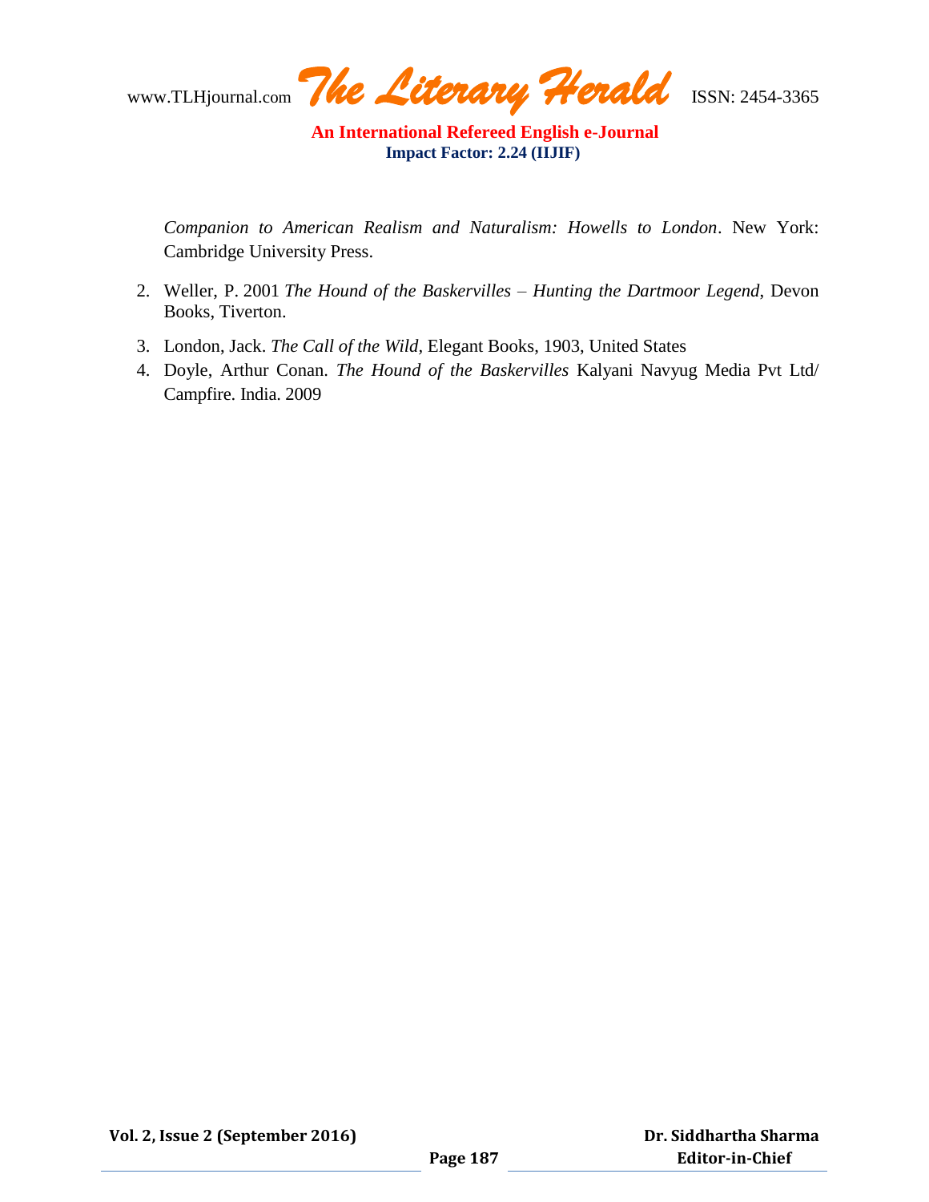*Companion to American Realism and Naturalism: Howells to London*. New York: Cambridge University Press.

2. Weller, P. 2001 *The Hound of the Baskervilles – Hunting the Dartmoor Legend*, Devon Books, Tiverton.
3. London, Jack. *The Call of the Wild,* Elegant Books, 1903, United States
4. Doyle, Arthur Conan. *The Hound of the Baskervilles* Kalyani Navyug Media Pvt Ltd/ Campfire. India. 2009